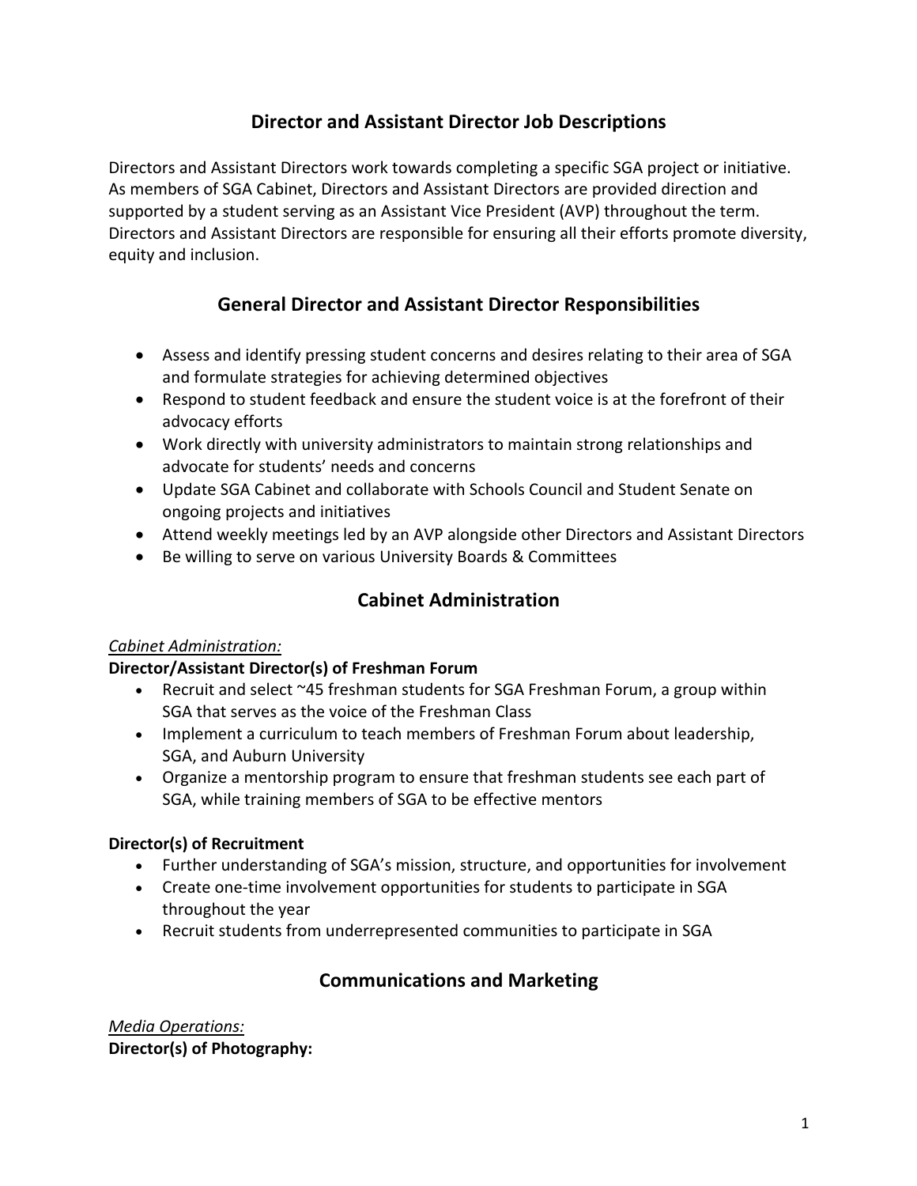# Director and Assistant Director Job Descriptions

Directors and Assistant Directors work towards completing a specific SGA project or initiative. As members of SGA Cabinet, Directors and Assistant Directors are provided direction and supported by a student serving as an Assistant Vice President (AVP) throughout the term. Directors and Assistant Directors are responsible for ensuring all their efforts promote diversity, equity and inclusion.

## General Director and Assistant Director Responsibilities

- Assess and identify pressing student concerns and desires relating to their area of SGA and formulate strategies for achieving determined objectives
- Respond to student feedback and ensure the student voice is at the forefront of their advocacy efforts
- Work directly with university administrators to maintain strong relationships and advocate for students' needs and concerns
- Update SGA Cabinet and collaborate with Schools Council and Student Senate on ongoing projects and initiatives
- Attend weekly meetings led by an AVP alongside other Directors and Assistant Directors
- Be willing to serve on various University Boards & Committees

## Cabinet Administration

*Cabinet Administration:*

**Director/Assistant Director(s) of Freshman Forum**

- Recruit and select ~45 freshman students for SGA Freshman Forum, a group within SGA that serves as the voice of the Freshman Class
- Implement a curriculum to teach members of Freshman Forum about leadership, SGA, and Auburn University
- Organize a mentorship program to ensure that freshman students see each part of SGA, while training members of SGA to be effective mentors

**Director(s) of Recruitment**

- Further understanding of SGA's mission, structure, and opportunities for involvement
- Create one-time involvement opportunities for students to participate in SGA throughout the year
- Recruit students from underrepresented communities to participate in SGA

## Communications and Marketing

*Media Operations:*

**Director(s) of Photography:**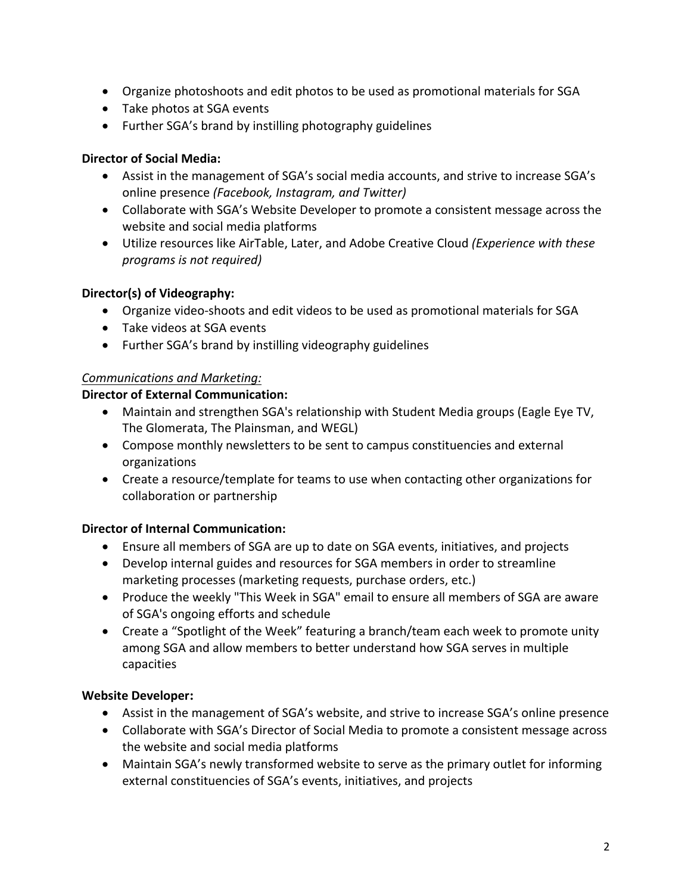- Organize photoshoots and edit photos to be used as promotional materials for SGA
- Take photos at SGA events
- Further SGA's brand by instilling photography guidelines

**Director of Social Media:**

- Assist in the management of SGA's social media accounts, and strive to increase SGA's online presence *(Facebook, Instagram, and Twitter)*
- Collaborate with SGA's Website Developer to promote a consistent message across the website and social media platforms
- Utilize resources like AirTable, Later, and Adobe Creative Cloud *(Experience with these programs is not required)*

**Director(s) of Videography:**

- Organize video-shoots and edit videos to be used as promotional materials for SGA
- Take videos at SGA events
- Further SGA's brand by instilling videography guidelines

*<u>Communications and Marketing:</u>*

**Director of External Communication:**

- Maintain and strengthen SGA's relationship with Student Media groups (Eagle Eye TV, The Glomerata, The Plainsman, and WEGL)
- Compose monthly newsletters to be sent to campus constituencies and external organizations
- Create a resource/template for teams to use when contacting other organizations for collaboration or partnership

**Director of Internal Communication:**

- Ensure all members of SGA are up to date on SGA events, initiatives, and projects
- Develop internal guides and resources for SGA members in order to streamline marketing processes (marketing requests, purchase orders, etc.)
- Produce the weekly "This Week in SGA" email to ensure all members of SGA are aware of SGA's ongoing efforts and schedule
- Create a "Spotlight of the Week" featuring a branch/team each week to promote unity among SGA and allow members to better understand how SGA serves in multiple capacities

**Website Developer:**

- Assist in the management of SGA's website, and strive to increase SGA's online presence
- Collaborate with SGA's Director of Social Media to promote a consistent message across the website and social media platforms
- Maintain SGA's newly transformed website to serve as the primary outlet for informing external constituencies of SGA's events, initiatives, and projects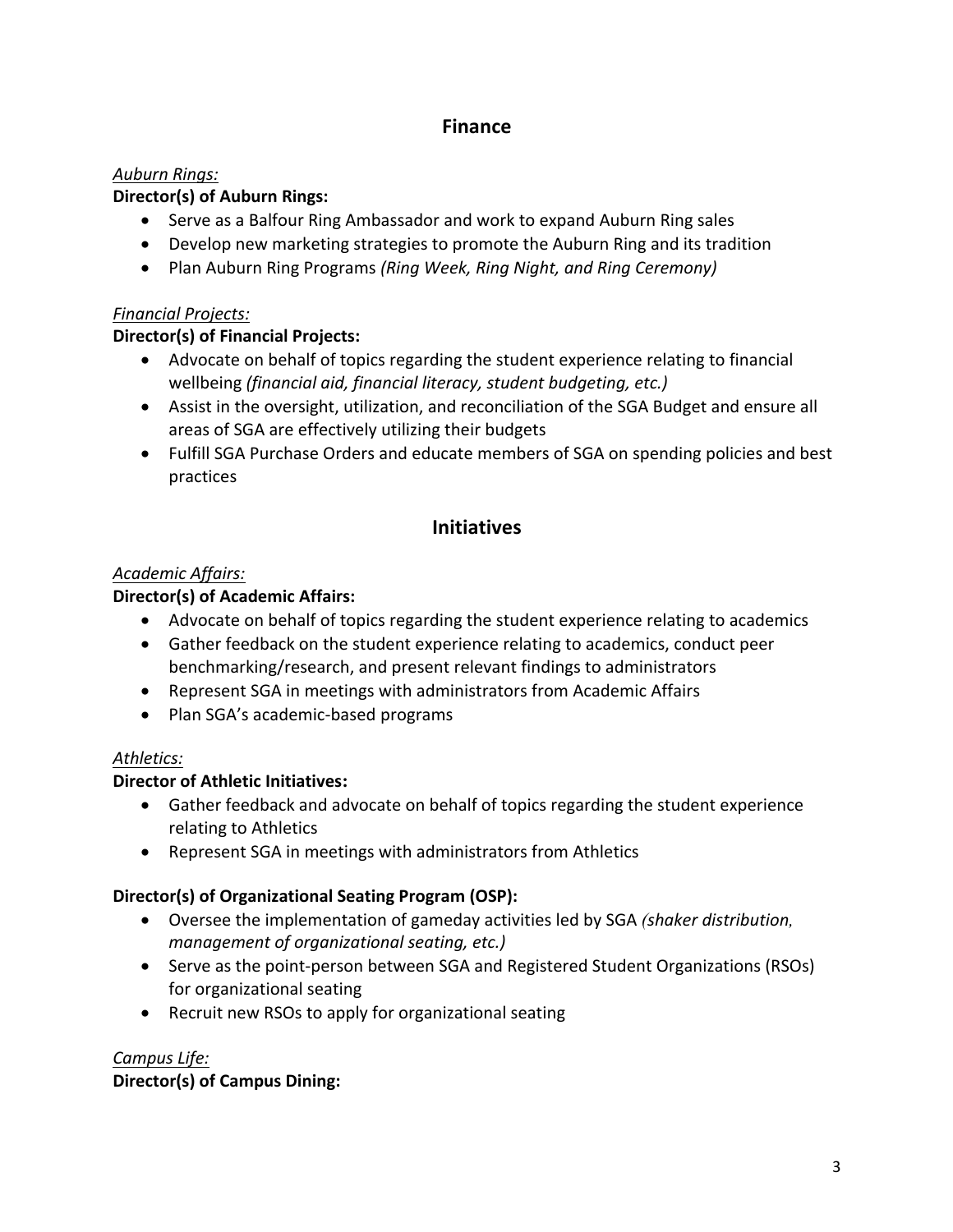## Finance

*Auburn Rings:*

**Director(s) of Auburn Rings:**

- Serve as a Balfour Ring Ambassador and work to expand Auburn Ring sales
- Develop new marketing strategies to promote the Auburn Ring and its tradition
- Plan Auburn Ring Programs *(Ring Week, Ring Night, and Ring Ceremony)*

*Financial Projects:*

**Director(s) of Financial Projects:**

- Advocate on behalf of topics regarding the student experience relating to financial wellbeing *(financial aid, financial literacy, student budgeting, etc.)*
- Assist in the oversight, utilization, and reconciliation of the SGA Budget and ensure all areas of SGA are effectively utilizing their budgets
- Fulfill SGA Purchase Orders and educate members of SGA on spending policies and best practices

## Initiatives

*Academic Affairs:*

**Director(s) of Academic Affairs:**

- Advocate on behalf of topics regarding the student experience relating to academics
- Gather feedback on the student experience relating to academics, conduct peer benchmarking/research, and present relevant findings to administrators
- Represent SGA in meetings with administrators from Academic Affairs
- Plan SGA's academic-based programs

*Athletics:*

**Director of Athletic Initiatives:**

- Gather feedback and advocate on behalf of topics regarding the student experience relating to Athletics
- Represent SGA in meetings with administrators from Athletics

**Director(s) of Organizational Seating Program (OSP):**

- Oversee the implementation of gameday activities led by SGA *(shaker distribution, management of organizational seating, etc.)*
- Serve as the point-person between SGA and Registered Student Organizations (RSOs) for organizational seating
- Recruit new RSOs to apply for organizational seating

*Campus Life:*

**Director(s) of Campus Dining:**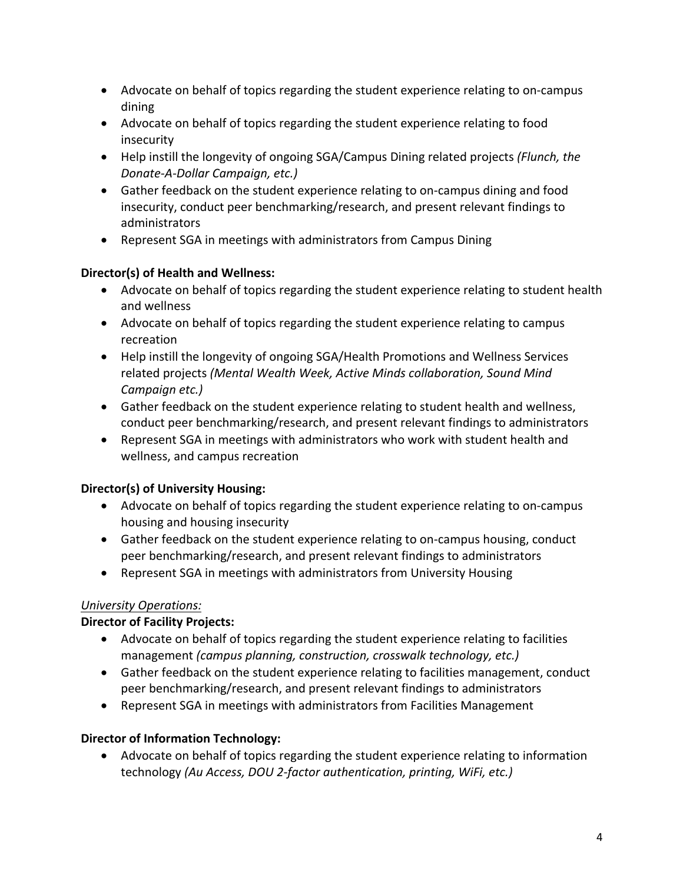- Advocate on behalf of topics regarding the student experience relating to on-campus dining
- Advocate on behalf of topics regarding the student experience relating to food insecurity
- Help instill the longevity of ongoing SGA/Campus Dining related projects *(Flunch, the Donate-A-Dollar Campaign, etc.)*
- Gather feedback on the student experience relating to on-campus dining and food insecurity, conduct peer benchmarking/research, and present relevant findings to administrators
- Represent SGA in meetings with administrators from Campus Dining

**Director(s) of Health and Wellness:**

- Advocate on behalf of topics regarding the student experience relating to student health and wellness
- Advocate on behalf of topics regarding the student experience relating to campus recreation
- Help instill the longevity of ongoing SGA/Health Promotions and Wellness Services related projects *(Mental Wealth Week, Active Minds collaboration, Sound Mind Campaign etc.)*
- Gather feedback on the student experience relating to student health and wellness, conduct peer benchmarking/research, and present relevant findings to administrators
- Represent SGA in meetings with administrators who work with student health and wellness, and campus recreation

**Director(s) of University Housing:**

- Advocate on behalf of topics regarding the student experience relating to on-campus housing and housing insecurity
- Gather feedback on the student experience relating to on-campus housing, conduct peer benchmarking/research, and present relevant findings to administrators
- Represent SGA in meetings with administrators from University Housing

*University Operations:*

**Director of Facility Projects:**

- Advocate on behalf of topics regarding the student experience relating to facilities management *(campus planning, construction, crosswalk technology, etc.)*
- Gather feedback on the student experience relating to facilities management, conduct peer benchmarking/research, and present relevant findings to administrators
- Represent SGA in meetings with administrators from Facilities Management

**Director of Information Technology:**

- Advocate on behalf of topics regarding the student experience relating to information technology *(Au Access, DOU 2-factor authentication, printing, WiFi, etc.)*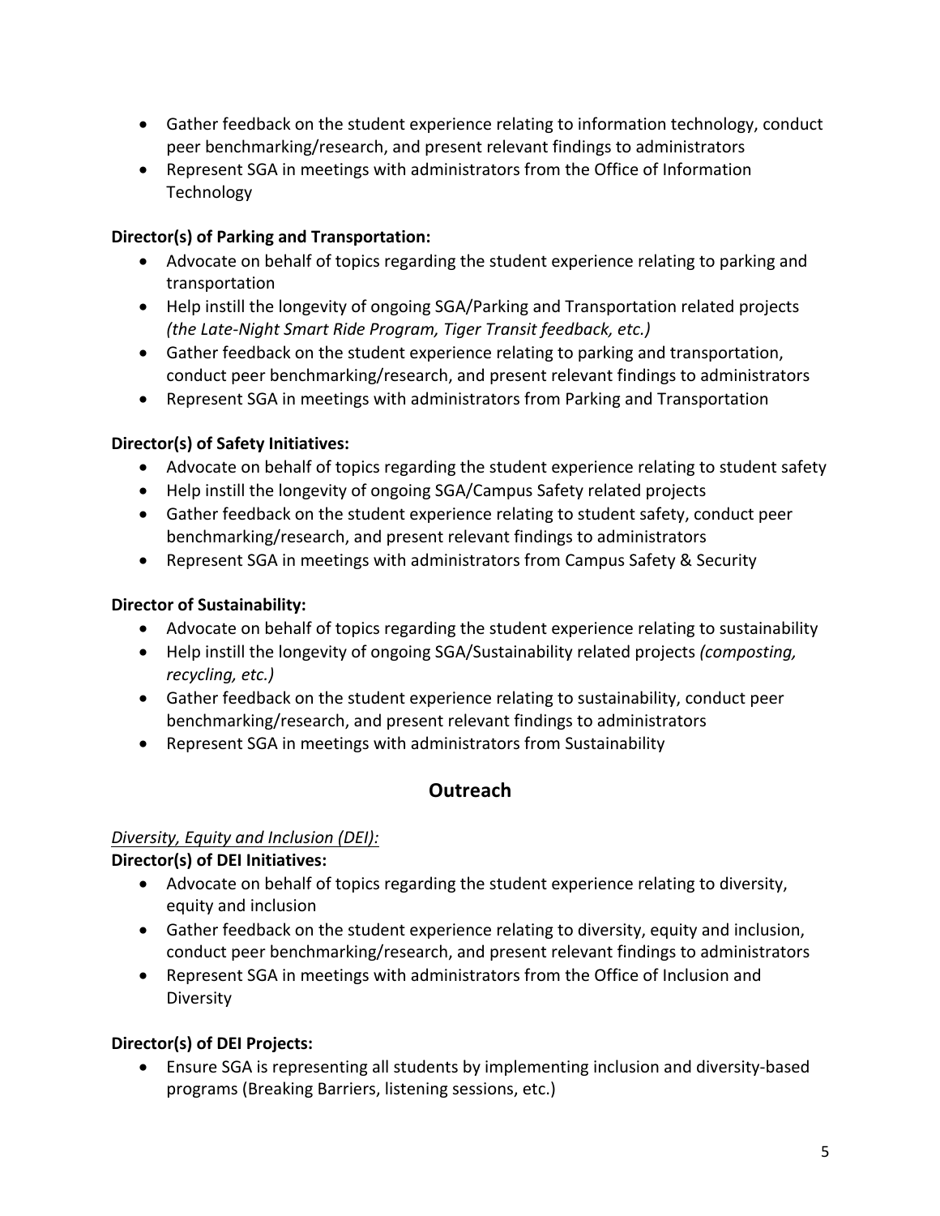- Gather feedback on the student experience relating to information technology, conduct peer benchmarking/research, and present relevant findings to administrators
- Represent SGA in meetings with administrators from the Office of Information Technology

**Director(s) of Parking and Transportation:**

- Advocate on behalf of topics regarding the student experience relating to parking and transportation
- Help instill the longevity of ongoing SGA/Parking and Transportation related projects *(the Late-Night Smart Ride Program, Tiger Transit feedback, etc.)*
- Gather feedback on the student experience relating to parking and transportation, conduct peer benchmarking/research, and present relevant findings to administrators
- Represent SGA in meetings with administrators from Parking and Transportation

**Director(s) of Safety Initiatives:**

- Advocate on behalf of topics regarding the student experience relating to student safety
- Help instill the longevity of ongoing SGA/Campus Safety related projects
- Gather feedback on the student experience relating to student safety, conduct peer benchmarking/research, and present relevant findings to administrators
- Represent SGA in meetings with administrators from Campus Safety & Security

**Director of Sustainability:**

- Advocate on behalf of topics regarding the student experience relating to sustainability
- Help instill the longevity of ongoing SGA/Sustainability related projects *(composting, recycling, etc.)*
- Gather feedback on the student experience relating to sustainability, conduct peer benchmarking/research, and present relevant findings to administrators
- Represent SGA in meetings with administrators from Sustainability

## Outreach

*<u>Diversity, Equity and Inclusion (DEI):</u>*

**Director(s) of DEI Initiatives:**

- Advocate on behalf of topics regarding the student experience relating to diversity, equity and inclusion
- Gather feedback on the student experience relating to diversity, equity and inclusion, conduct peer benchmarking/research, and present relevant findings to administrators
- Represent SGA in meetings with administrators from the Office of Inclusion and Diversity

**Director(s) of DEI Projects:**

- Ensure SGA is representing all students by implementing inclusion and diversity-based programs (Breaking Barriers, listening sessions, etc.)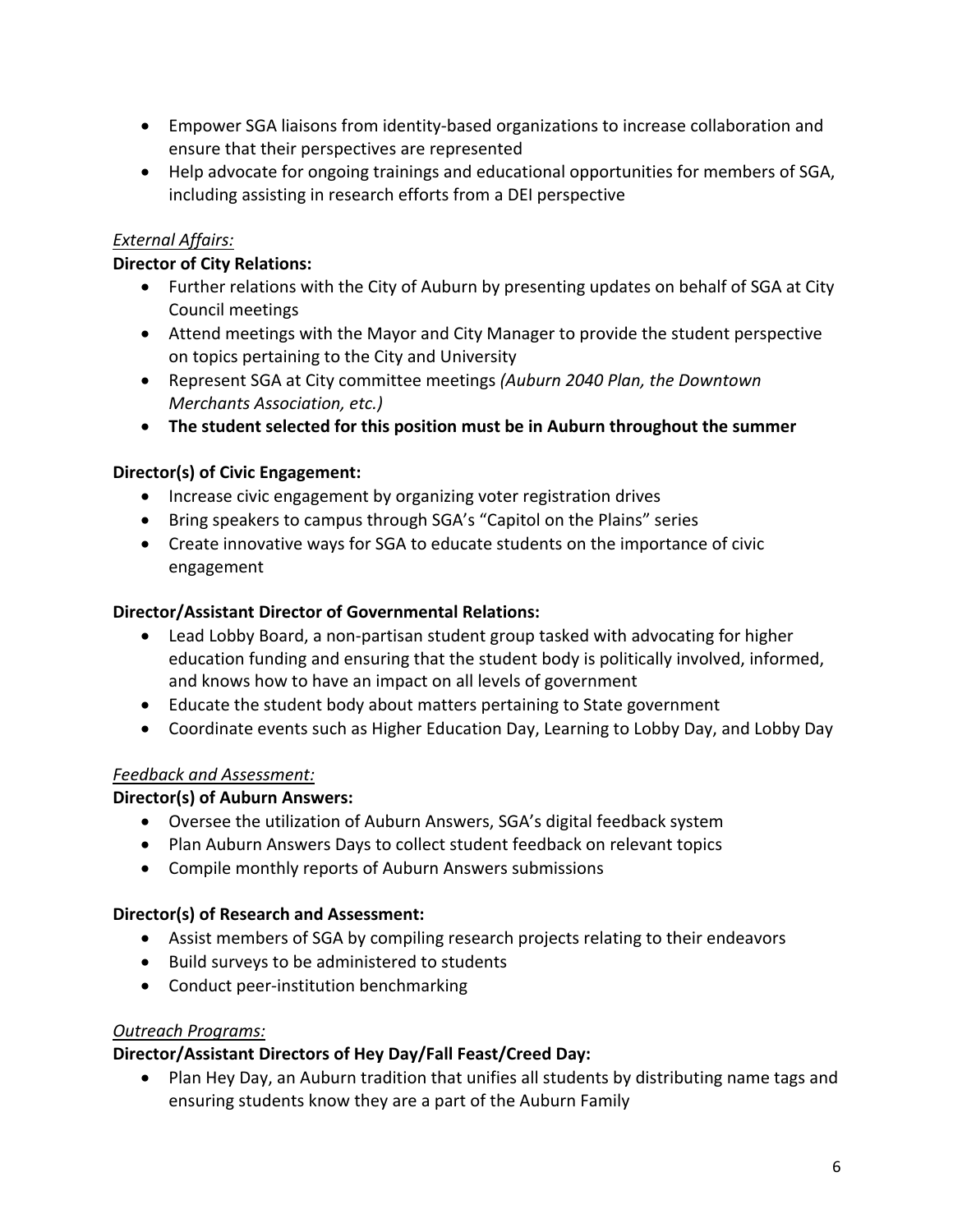- Empower SGA liaisons from identity-based organizations to increase collaboration and ensure that their perspectives are represented
- Help advocate for ongoing trainings and educational opportunities for members of SGA, including assisting in research efforts from a DEI perspective

*External Affairs:*

**Director of City Relations:**

- Further relations with the City of Auburn by presenting updates on behalf of SGA at City Council meetings
- Attend meetings with the Mayor and City Manager to provide the student perspective on topics pertaining to the City and University
- Represent SGA at City committee meetings *(Auburn 2040 Plan, the Downtown Merchants Association, etc.)*
- **The student selected for this position must be in Auburn throughout the summer**

**Director(s) of Civic Engagement:**

- Increase civic engagement by organizing voter registration drives
- Bring speakers to campus through SGA's "Capitol on the Plains" series
- Create innovative ways for SGA to educate students on the importance of civic engagement

**Director/Assistant Director of Governmental Relations:**

- Lead Lobby Board, a non-partisan student group tasked with advocating for higher education funding and ensuring that the student body is politically involved, informed, and knows how to have an impact on all levels of government
- Educate the student body about matters pertaining to State government
- Coordinate events such as Higher Education Day, Learning to Lobby Day, and Lobby Day

*Feedback and Assessment:*

**Director(s) of Auburn Answers:**

- Oversee the utilization of Auburn Answers, SGA's digital feedback system
- Plan Auburn Answers Days to collect student feedback on relevant topics
- Compile monthly reports of Auburn Answers submissions

**Director(s) of Research and Assessment:**

- Assist members of SGA by compiling research projects relating to their endeavors
- Build surveys to be administered to students
- Conduct peer-institution benchmarking

*Outreach Programs:*

**Director/Assistant Directors of Hey Day/Fall Feast/Creed Day:**

- Plan Hey Day, an Auburn tradition that unifies all students by distributing name tags and ensuring students know they are a part of the Auburn Family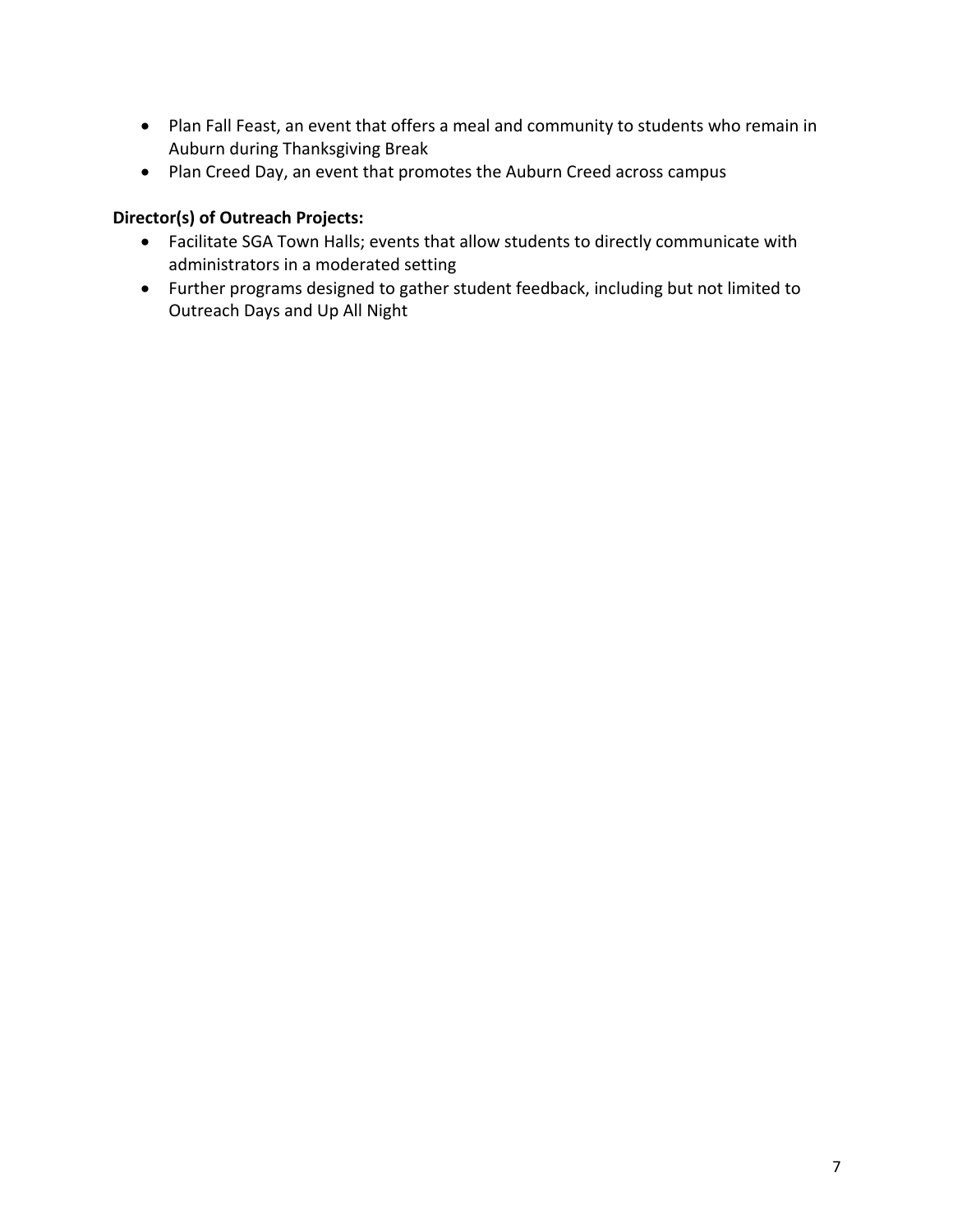- Plan Fall Feast, an event that offers a meal and community to students who remain in Auburn during Thanksgiving Break
- Plan Creed Day, an event that promotes the Auburn Creed across campus

**Director(s) of Outreach Projects:**

- Facilitate SGA Town Halls; events that allow students to directly communicate with administrators in a moderated setting
- Further programs designed to gather student feedback, including but not limited to Outreach Days and Up All Night